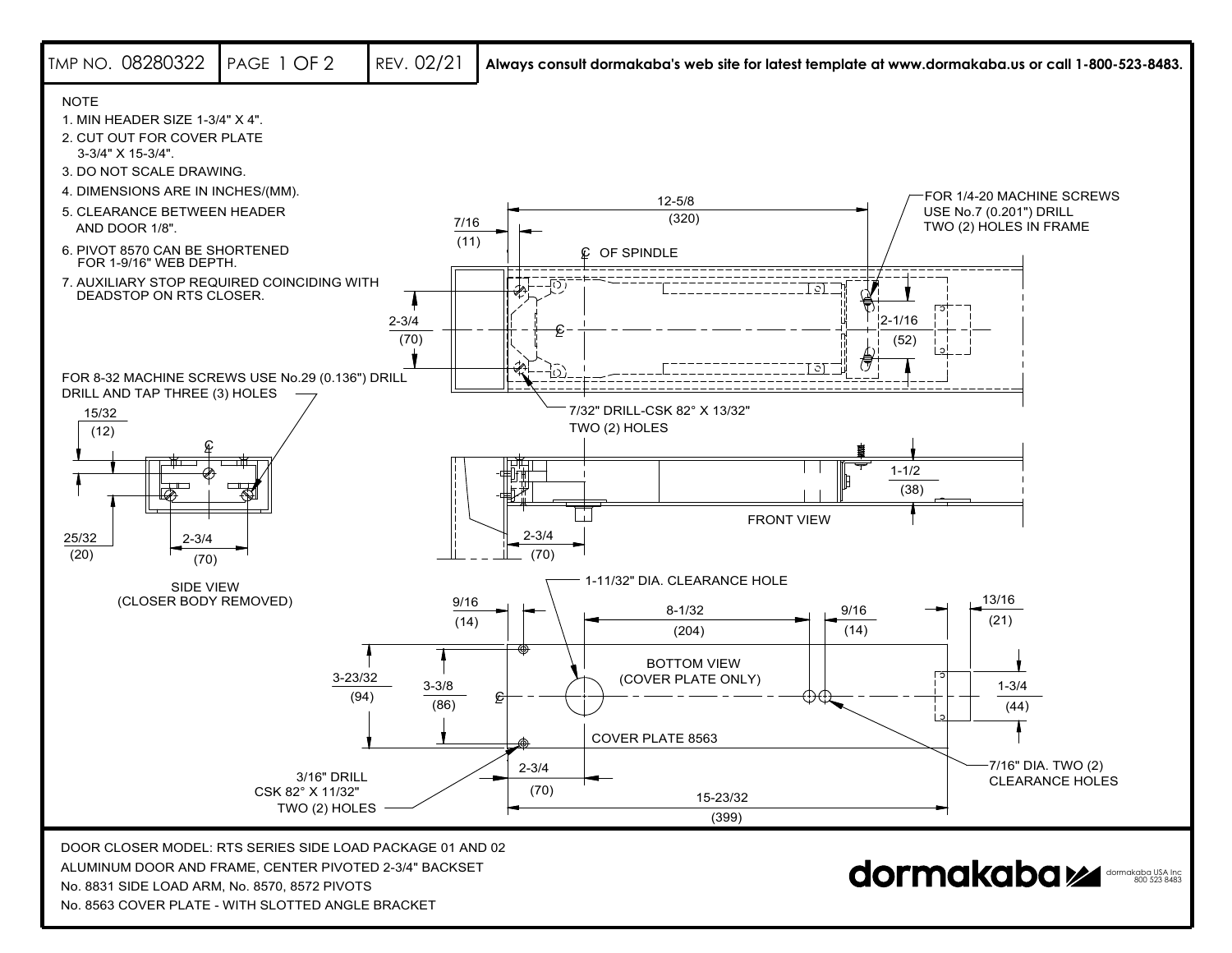TMP NO. 08280322 | PAGE 1 OF 2 | REV. 02/21

**Always consult dormakaba's web site for latest template at www.dormakaba.us or call 1-800-523-8483.**

NOTE

1. MIN HEADER SIZE 1-3/4" X 4".
2. CUT OUT FOR COVER PLATE 3-3/4" X 15-3/4".
3. DO NOT SCALE DRAWING.
4. DIMENSIONS ARE IN INCHES/(MM).
5. CLEARANCE BETWEEN HEADER AND DOOR 1/8".
6. PIVOT 8570 CAN BE SHORTENED FOR 1-9/16" WEB DEPTH.
7. AUXILIARY STOP REQUIRED COINCIDING WITH DEADSTOP ON RTS CLOSER.

12-5/8 (320)

7/16 (11)

℄ OF SPINDLE

FOR 1/4-20 MACHINE SCREWS USE No.7 (0.201") DRILL TWO (2) HOLES IN FRAME

2-3/4 (70)

2-1/16 (52)

FOR 8-32 MACHINE SCREWS USE No.29 (0.136") DRILL DRILL AND TAP THREE (3) HOLES

7/32" DRILL-CSK 82° X 13/32" TWO (2) HOLES

15/32 (12)

25/32 (20)

2-3/4 (70)

SIDE VIEW (CLOSER BODY REMOVED)

1-1/2 (38)

FRONT VIEW

2-3/4 (70)

1-11/32" DIA. CLEARANCE HOLE

9/16 (14)

8-1/32 (204)

9/16 (14)

13/16 (21)

BOTTOM VIEW (COVER PLATE ONLY)

3-23/32 (94)

3-3/8 (86)

1-3/4 (44)

COVER PLATE 8563

3/16" DRILL CSK 82° X 11/32" TWO (2) HOLES

2-3/4 (70)

15-23/32 (399)

7/16" DIA. TWO (2) CLEARANCE HOLES

DOOR CLOSER MODEL: RTS SERIES SIDE LOAD PACKAGE 01 AND 02
ALUMINUM DOOR AND FRAME, CENTER PIVOTED 2-3/4" BACKSET
No. 8831 SIDE LOAD ARM, No. 8570, 8572 PIVOTS
No. 8563 COVER PLATE - WITH SLOTTED ANGLE BRACKET

dormakaba — dormakaba USA Inc 800 523 8483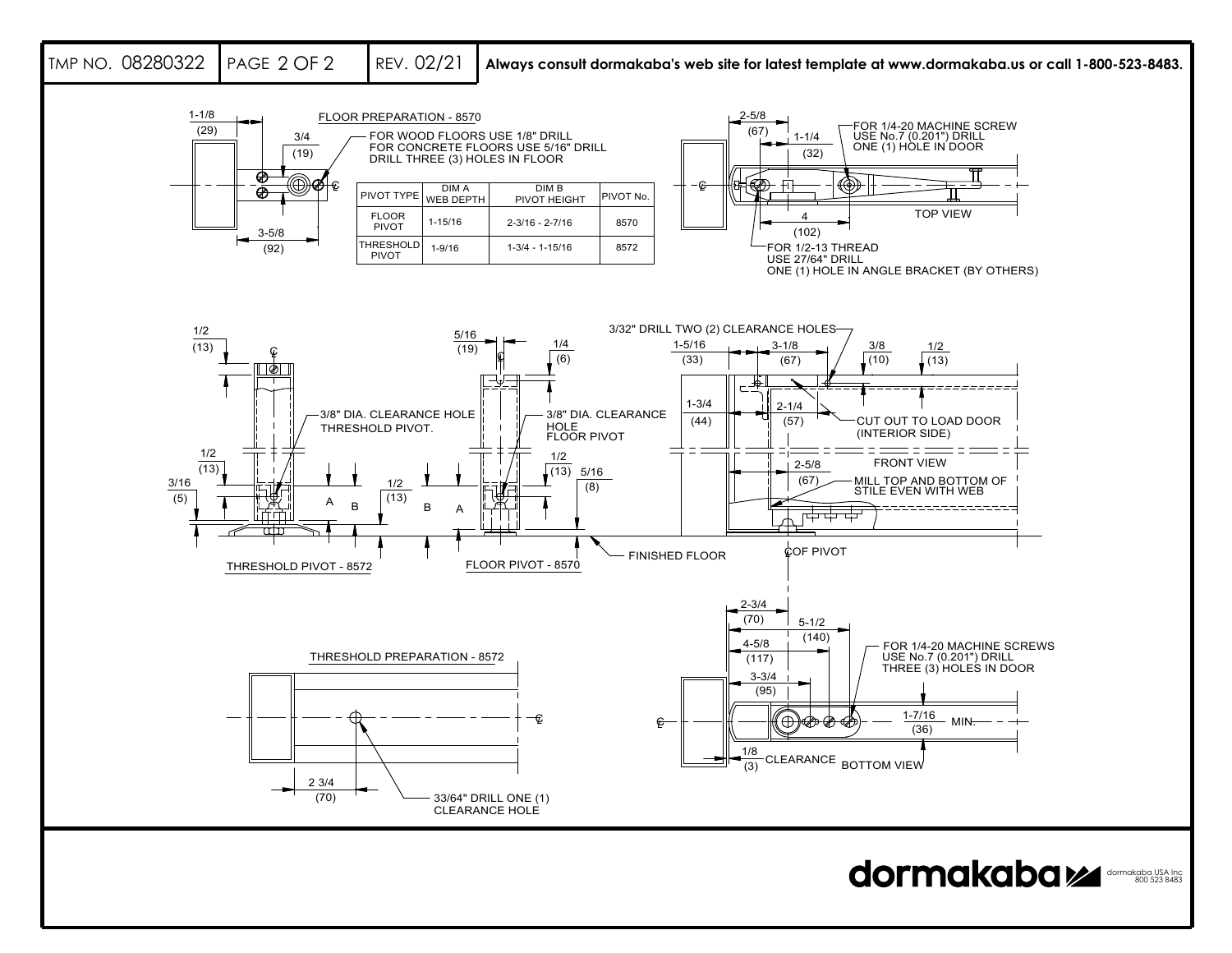TMP NO. 08280322 | REV. 02/21 | **Always consult dormakaba's web site for latest template at www.dormakaba.us or call 1-800-523-8483.**

FLOOR PREPARATION - 8570

FOR WOOD FLOORS USE 1/8" DRILL
FOR CONCRETE FLOORS USE 5/16" DRILL
DRILL THREE (3) HOLES IN FLOOR

1-1/8 (29)
3/4 (19)
3-5/8 (92)

| PIVOT TYPE | DIM A WEB DEPTH | DIM B PIVOT HEIGHT | PIVOT No. |
|---|---|---|---|
| FLOOR PIVOT | 1-15/16 | 2-3/16 - 2-7/16 | 8570 |
| THRESHOLD PIVOT | 1-9/16 | 1-3/4 - 1-15/16 | 8572 |

2-5/8 (67)
1-1/4 (32)
4 (102)

FOR 1/4-20 MACHINE SCREW
USE No.7 (0.201") DRILL
ONE (1) HOLE IN DOOR

TOP VIEW

FOR 1/2-13 THREAD
USE 27/64" DRILL
ONE (1) HOLE IN ANGLE BRACKET (BY OTHERS)

1/2 (13)
3/8" DIA. CLEARANCE HOLE THRESHOLD PIVOT.
1/2 (13)
3/16 (5)
A
B
1/2 (13)
THRESHOLD PIVOT - 8572

5/16 (19)
1/4 (6)
3/8" DIA. CLEARANCE HOLE FLOOR PIVOT
1/2 (13)
5/16 (8)
B
A
FLOOR PIVOT - 8570

FINISHED FLOOR

3/32" DRILL TWO (2) CLEARANCE HOLES
1-5/16 (33)
3-1/8 (67)
3/8 (10)
1/2 (13)
1-3/4 (44)
2-1/4 (57)
CUT OUT TO LOAD DOOR (INTERIOR SIDE)
FRONT VIEW
2-5/8 (67)
MILL TOP AND BOTTOM OF STILE EVEN WITH WEB
℄ OF PIVOT

2-3/4 (70)
5-1/2 (140)
4-5/8 (117)
3-3/4 (95)

FOR 1/4-20 MACHINE SCREWS
USE No.7 (0.201") DRILL
THREE (3) HOLES IN DOOR

1-7/16 (36) MIN.
1/8 (3) CLEARANCE
BOTTOM VIEW

THRESHOLD PREPARATION - 8572

2 3/4 (70)

33/64" DRILL ONE (1)
CLEARANCE HOLE

dormakaba
dormakaba USA Inc
800 523 8483